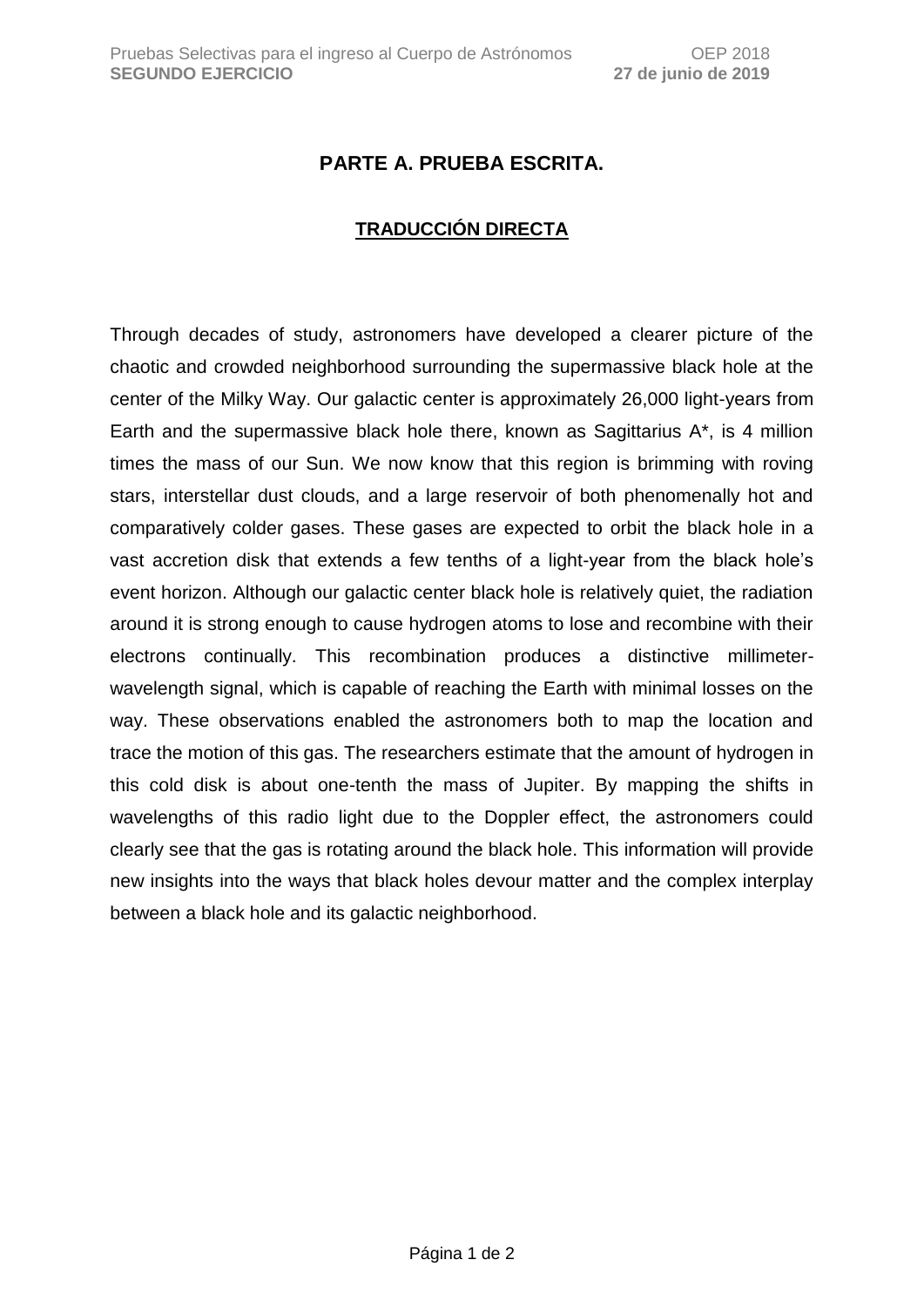## PARTE A. PRUEBA ESCRITA.

### TRADUCCIÓN DIRECTA

Through decades of study, astronomers have developed a clearer picture of the chaotic and crowded neighborhood surrounding the supermassive black hole at the center of the Milky Way. Our galactic center is approximately 26,000 light-years from Earth and the supermassive black hole there, known as Sagittarius A*, is 4 million times the mass of our Sun. We now know that this region is brimming with roving stars, interstellar dust clouds, and a large reservoir of both phenomenally hot and comparatively colder gases. These gases are expected to orbit the black hole in a vast accretion disk that extends a few tenths of a light-year from the black hole's event horizon. Although our galactic center black hole is relatively quiet, the radiation around it is strong enough to cause hydrogen atoms to lose and recombine with their electrons continually. This recombination produces a distinctive millimeter-wavelength signal, which is capable of reaching the Earth with minimal losses on the way. These observations enabled the astronomers both to map the location and trace the motion of this gas. The researchers estimate that the amount of hydrogen in this cold disk is about one-tenth the mass of Jupiter. By mapping the shifts in wavelengths of this radio light due to the Doppler effect, the astronomers could clearly see that the gas is rotating around the black hole. This information will provide new insights into the ways that black holes devour matter and the complex interplay between a black hole and its galactic neighborhood.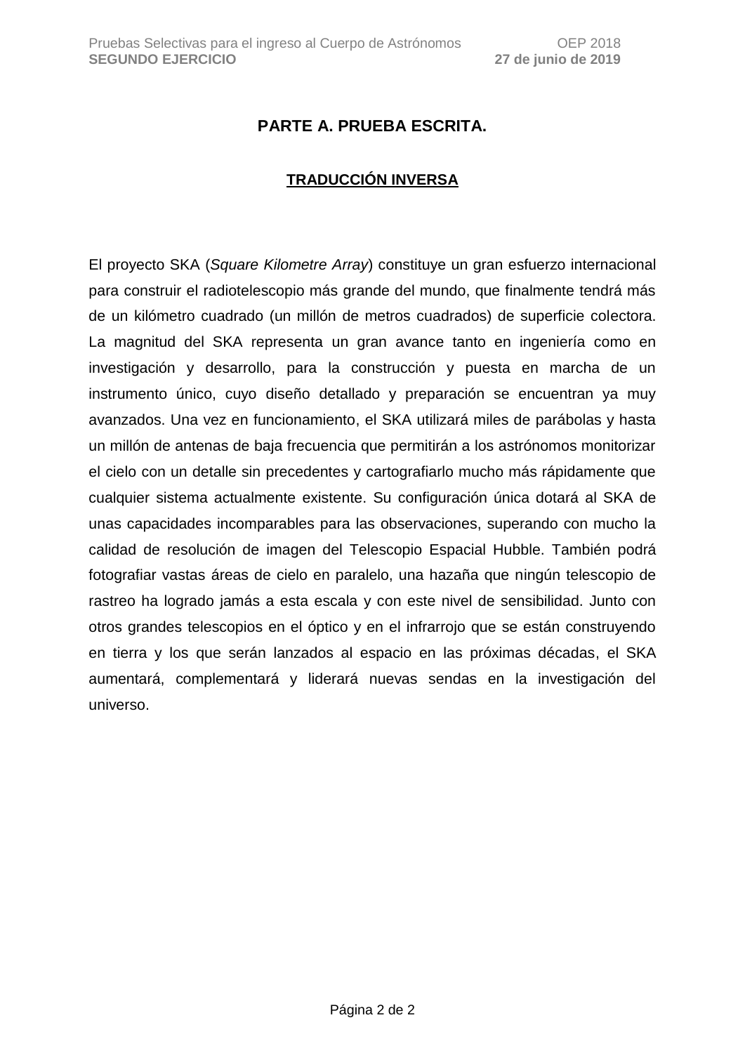## PARTE A. PRUEBA ESCRITA.

### TRADUCCIÓN INVERSA

El proyecto SKA (*Square Kilometre Array*) constituye un gran esfuerzo internacional para construir el radiotelescopio más grande del mundo, que finalmente tendrá más de un kilómetro cuadrado (un millón de metros cuadrados) de superficie colectora. La magnitud del SKA representa un gran avance tanto en ingeniería como en investigación y desarrollo, para la construcción y puesta en marcha de un instrumento único, cuyo diseño detallado y preparación se encuentran ya muy avanzados. Una vez en funcionamiento, el SKA utilizará miles de parábolas y hasta un millón de antenas de baja frecuencia que permitirán a los astrónomos monitorizar el cielo con un detalle sin precedentes y cartografiarlo mucho más rápidamente que cualquier sistema actualmente existente. Su configuración única dotará al SKA de unas capacidades incomparables para las observaciones, superando con mucho la calidad de resolución de imagen del Telescopio Espacial Hubble. También podrá fotografiar vastas áreas de cielo en paralelo, una hazaña que ningún telescopio de rastreo ha logrado jamás a esta escala y con este nivel de sensibilidad. Junto con otros grandes telescopios en el óptico y en el infrarrojo que se están construyendo en tierra y los que serán lanzados al espacio en las próximas décadas, el SKA aumentará, complementará y liderará nuevas sendas en la investigación del universo.